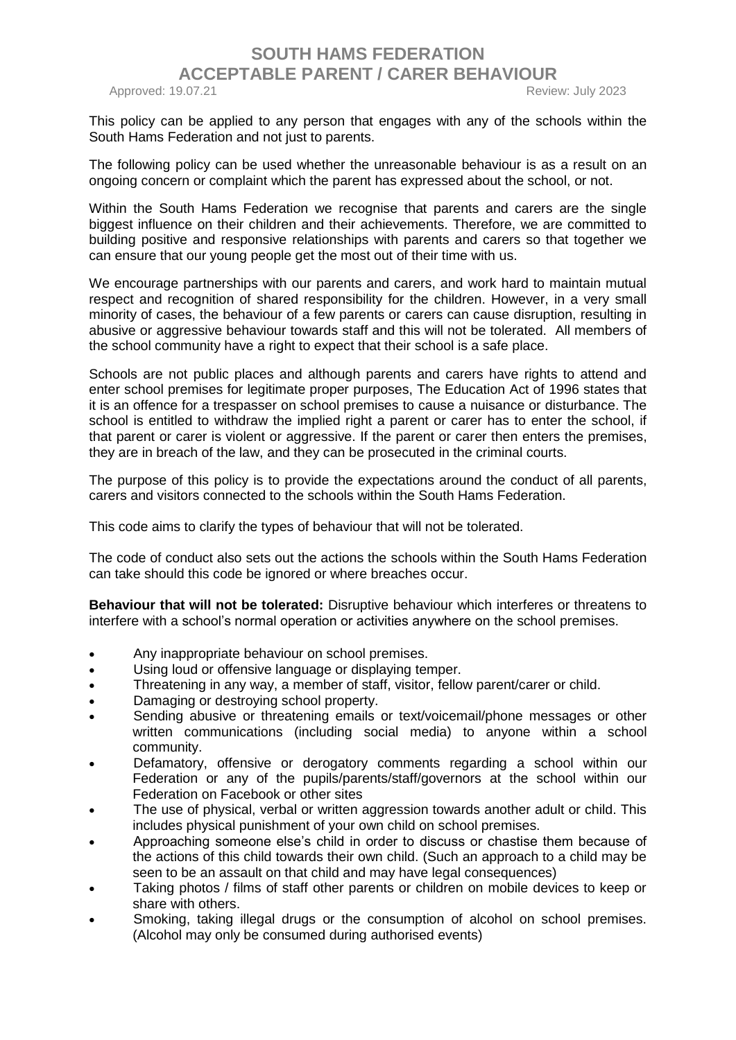# SOUTH HAMS FEDERATION
# ACCEPTABLE PARENT / CARER BEHAVIOUR

Approved: 19.07.21 Review: July 2023

This policy can be applied to any person that engages with any of the schools within the South Hams Federation and not just to parents.

The following policy can be used whether the unreasonable behaviour is as a result on an ongoing concern or complaint which the parent has expressed about the school, or not.

Within the South Hams Federation we recognise that parents and carers are the single biggest influence on their children and their achievements. Therefore, we are committed to building positive and responsive relationships with parents and carers so that together we can ensure that our young people get the most out of their time with us.

We encourage partnerships with our parents and carers, and work hard to maintain mutual respect and recognition of shared responsibility for the children. However, in a very small minority of cases, the behaviour of a few parents or carers can cause disruption, resulting in abusive or aggressive behaviour towards staff and this will not be tolerated. All members of the school community have a right to expect that their school is a safe place.

Schools are not public places and although parents and carers have rights to attend and enter school premises for legitimate proper purposes, The Education Act of 1996 states that it is an offence for a trespasser on school premises to cause a nuisance or disturbance. The school is entitled to withdraw the implied right a parent or carer has to enter the school, if that parent or carer is violent or aggressive. If the parent or carer then enters the premises, they are in breach of the law, and they can be prosecuted in the criminal courts.

The purpose of this policy is to provide the expectations around the conduct of all parents, carers and visitors connected to the schools within the South Hams Federation.

This code aims to clarify the types of behaviour that will not be tolerated.

The code of conduct also sets out the actions the schools within the South Hams Federation can take should this code be ignored or where breaches occur.

**Behaviour that will not be tolerated:** Disruptive behaviour which interferes or threatens to interfere with a school's normal operation or activities anywhere on the school premises.

- Any inappropriate behaviour on school premises.
- Using loud or offensive language or displaying temper.
- Threatening in any way, a member of staff, visitor, fellow parent/carer or child.
- Damaging or destroying school property.
- Sending abusive or threatening emails or text/voicemail/phone messages or other written communications (including social media) to anyone within a school community.
- Defamatory, offensive or derogatory comments regarding a school within our Federation or any of the pupils/parents/staff/governors at the school within our Federation on Facebook or other sites
- The use of physical, verbal or written aggression towards another adult or child. This includes physical punishment of your own child on school premises.
- Approaching someone else's child in order to discuss or chastise them because of the actions of this child towards their own child. (Such an approach to a child may be seen to be an assault on that child and may have legal consequences)
- Taking photos / films of staff other parents or children on mobile devices to keep or share with others.
- Smoking, taking illegal drugs or the consumption of alcohol on school premises. (Alcohol may only be consumed during authorised events)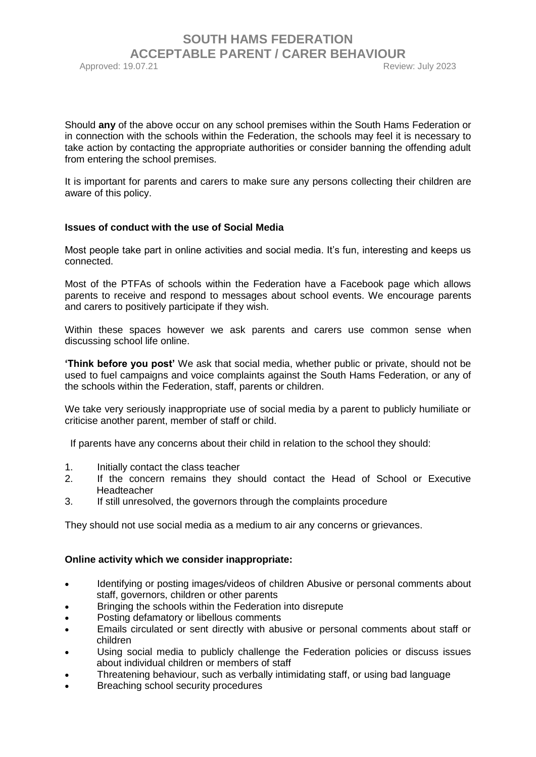Should **any** of the above occur on any school premises within the South Hams Federation or in connection with the schools within the Federation, the schools may feel it is necessary to take action by contacting the appropriate authorities or consider banning the offending adult from entering the school premises.

It is important for parents and carers to make sure any persons collecting their children are aware of this policy.

**Issues of conduct with the use of Social Media**

Most people take part in online activities and social media. It's fun, interesting and keeps us connected.

Most of the PTFAs of schools within the Federation have a Facebook page which allows parents to receive and respond to messages about school events. We encourage parents and carers to positively participate if they wish.

Within these spaces however we ask parents and carers use common sense when discussing school life online.

**'Think before you post'** We ask that social media, whether public or private, should not be used to fuel campaigns and voice complaints against the South Hams Federation, or any of the schools within the Federation, staff, parents or children.

We take very seriously inappropriate use of social media by a parent to publicly humiliate or criticise another parent, member of staff or child.

If parents have any concerns about their child in relation to the school they should:

1. Initially contact the class teacher
2. If the concern remains they should contact the Head of School or Executive Headteacher
3. If still unresolved, the governors through the complaints procedure

They should not use social media as a medium to air any concerns or grievances.

**Online activity which we consider inappropriate:**

- Identifying or posting images/videos of children Abusive or personal comments about staff, governors, children or other parents
- Bringing the schools within the Federation into disrepute
- Posting defamatory or libellous comments
- Emails circulated or sent directly with abusive or personal comments about staff or children
- Using social media to publicly challenge the Federation policies or discuss issues about individual children or members of staff
- Threatening behaviour, such as verbally intimidating staff, or using bad language
- Breaching school security procedures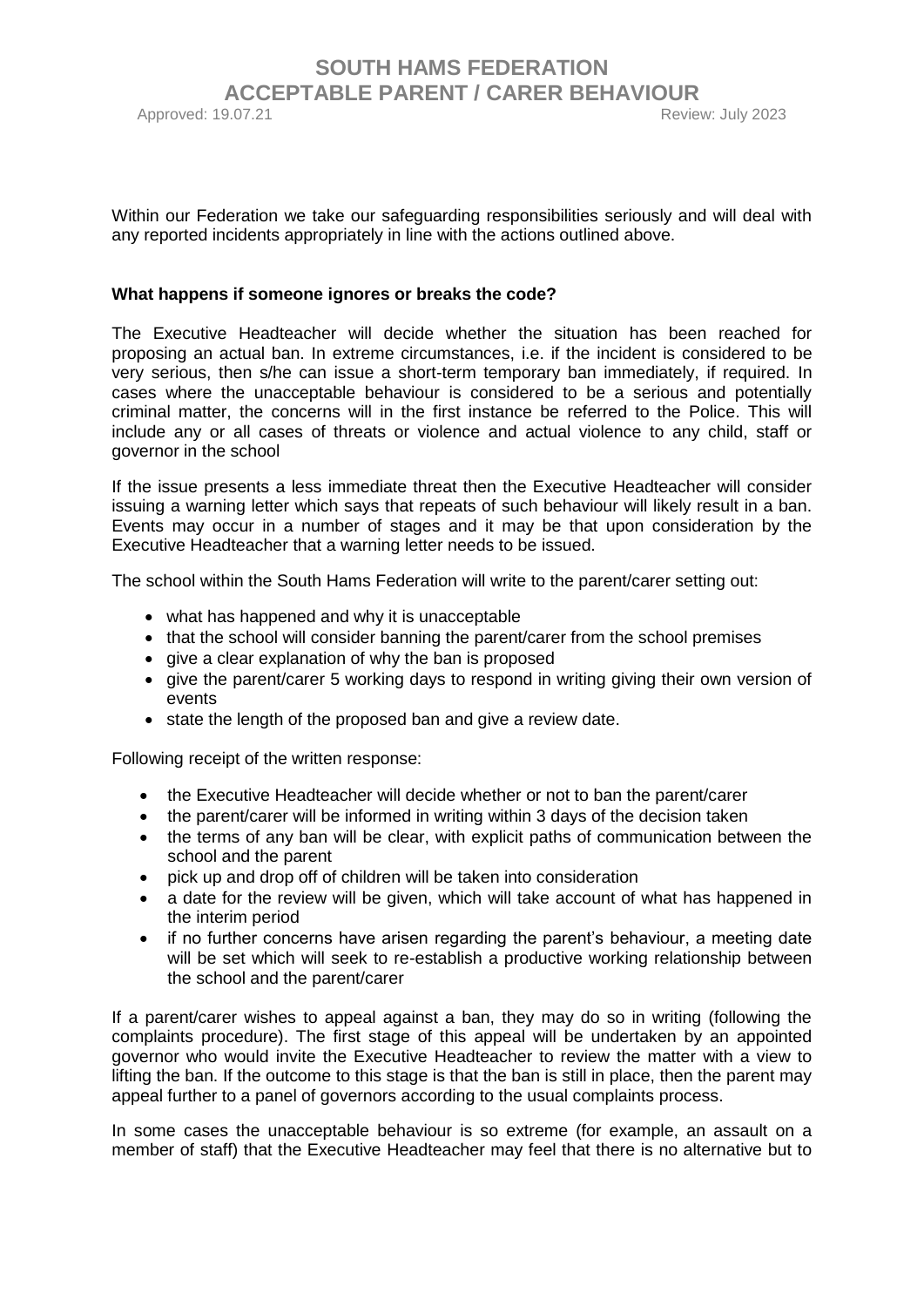Within our Federation we take our safeguarding responsibilities seriously and will deal with any reported incidents appropriately in line with the actions outlined above.

**What happens if someone ignores or breaks the code?**

The Executive Headteacher will decide whether the situation has been reached for proposing an actual ban. In extreme circumstances, i.e. if the incident is considered to be very serious, then s/he can issue a short-term temporary ban immediately, if required. In cases where the unacceptable behaviour is considered to be a serious and potentially criminal matter, the concerns will in the first instance be referred to the Police. This will include any or all cases of threats or violence and actual violence to any child, staff or governor in the school

If the issue presents a less immediate threat then the Executive Headteacher will consider issuing a warning letter which says that repeats of such behaviour will likely result in a ban. Events may occur in a number of stages and it may be that upon consideration by the Executive Headteacher that a warning letter needs to be issued.

The school within the South Hams Federation will write to the parent/carer setting out:

- what has happened and why it is unacceptable
- that the school will consider banning the parent/carer from the school premises
- give a clear explanation of why the ban is proposed
- give the parent/carer 5 working days to respond in writing giving their own version of events
- state the length of the proposed ban and give a review date.

Following receipt of the written response:

- the Executive Headteacher will decide whether or not to ban the parent/carer
- the parent/carer will be informed in writing within 3 days of the decision taken
- the terms of any ban will be clear, with explicit paths of communication between the school and the parent
- pick up and drop off of children will be taken into consideration
- a date for the review will be given, which will take account of what has happened in the interim period
- if no further concerns have arisen regarding the parent's behaviour, a meeting date will be set which will seek to re-establish a productive working relationship between the school and the parent/carer

If a parent/carer wishes to appeal against a ban, they may do so in writing (following the complaints procedure). The first stage of this appeal will be undertaken by an appointed governor who would invite the Executive Headteacher to review the matter with a view to lifting the ban. If the outcome to this stage is that the ban is still in place, then the parent may appeal further to a panel of governors according to the usual complaints process.

In some cases the unacceptable behaviour is so extreme (for example, an assault on a member of staff) that the Executive Headteacher may feel that there is no alternative but to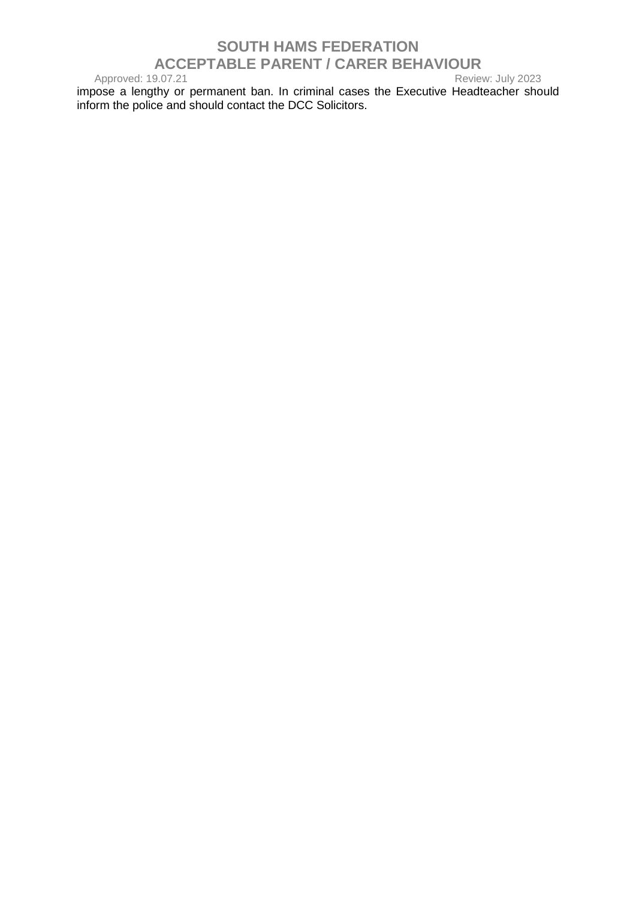impose a lengthy or permanent ban. In criminal cases the Executive Headteacher should inform the police and should contact the DCC Solicitors.